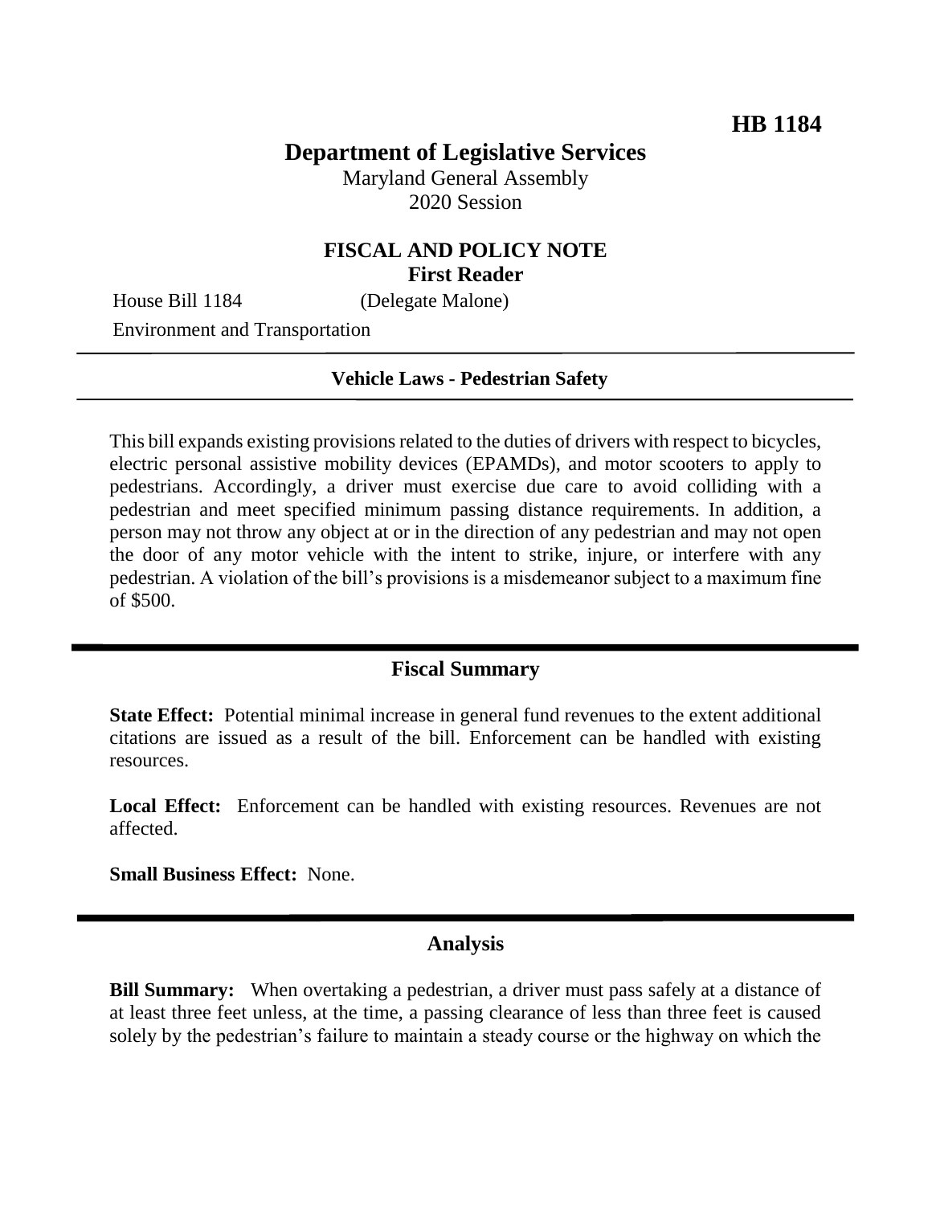**HB 1184**

# Department of Legislative Services

Maryland General Assembly
2020 Session

## FISCAL AND POLICY NOTE
**First Reader**

House Bill 1184 (Delegate Malone)
Environment and Transportation

**Vehicle Laws - Pedestrian Safety**

This bill expands existing provisions related to the duties of drivers with respect to bicycles, electric personal assistive mobility devices (EPAMDs), and motor scooters to apply to pedestrians. Accordingly, a driver must exercise due care to avoid colliding with a pedestrian and meet specified minimum passing distance requirements. In addition, a person may not throw any object at or in the direction of any pedestrian and may not open the door of any motor vehicle with the intent to strike, injure, or interfere with any pedestrian. A violation of the bill's provisions is a misdemeanor subject to a maximum fine of $500.

## Fiscal Summary

**State Effect:** Potential minimal increase in general fund revenues to the extent additional citations are issued as a result of the bill. Enforcement can be handled with existing resources.

**Local Effect:** Enforcement can be handled with existing resources. Revenues are not affected.

**Small Business Effect:** None.

## Analysis

**Bill Summary:** When overtaking a pedestrian, a driver must pass safely at a distance of at least three feet unless, at the time, a passing clearance of less than three feet is caused solely by the pedestrian's failure to maintain a steady course or the highway on which the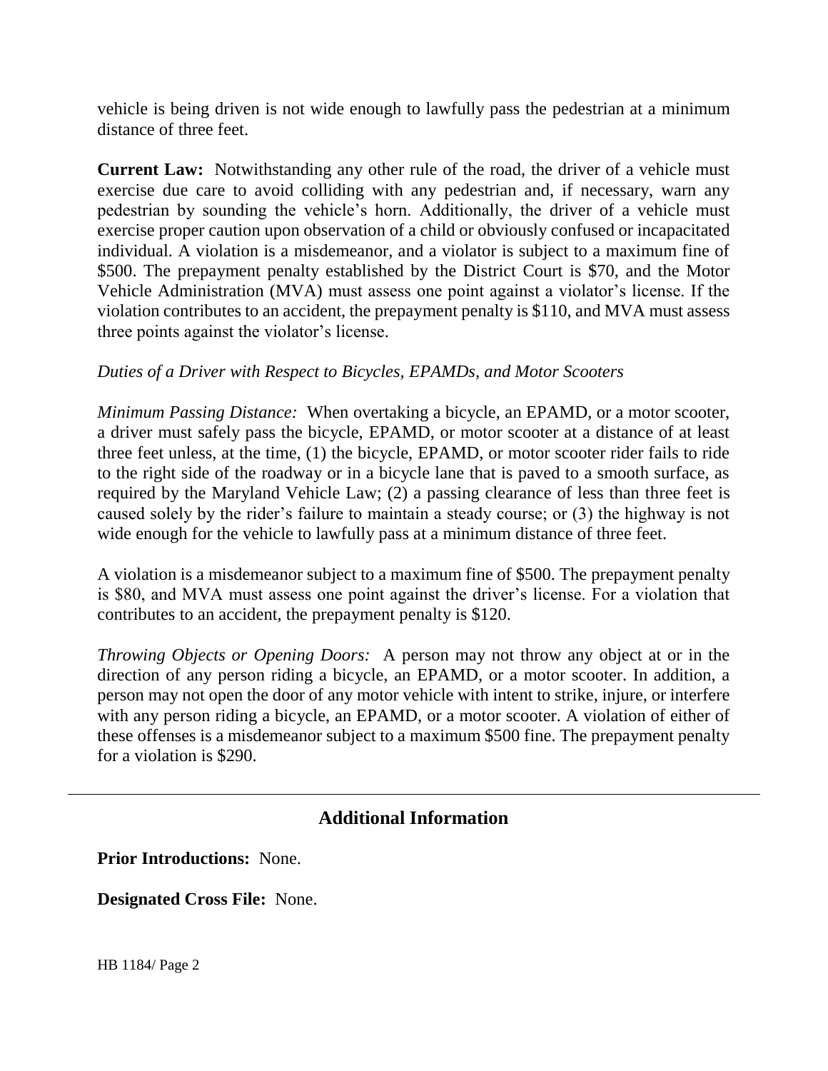vehicle is being driven is not wide enough to lawfully pass the pedestrian at a minimum distance of three feet.

**Current Law:** Notwithstanding any other rule of the road, the driver of a vehicle must exercise due care to avoid colliding with any pedestrian and, if necessary, warn any pedestrian by sounding the vehicle's horn. Additionally, the driver of a vehicle must exercise proper caution upon observation of a child or obviously confused or incapacitated individual. A violation is a misdemeanor, and a violator is subject to a maximum fine of $500. The prepayment penalty established by the District Court is $70, and the Motor Vehicle Administration (MVA) must assess one point against a violator's license. If the violation contributes to an accident, the prepayment penalty is $110, and MVA must assess three points against the violator's license.

*Duties of a Driver with Respect to Bicycles, EPAMDs, and Motor Scooters*

*Minimum Passing Distance:* When overtaking a bicycle, an EPAMD, or a motor scooter, a driver must safely pass the bicycle, EPAMD, or motor scooter at a distance of at least three feet unless, at the time, (1) the bicycle, EPAMD, or motor scooter rider fails to ride to the right side of the roadway or in a bicycle lane that is paved to a smooth surface, as required by the Maryland Vehicle Law; (2) a passing clearance of less than three feet is caused solely by the rider's failure to maintain a steady course; or (3) the highway is not wide enough for the vehicle to lawfully pass at a minimum distance of three feet.

A violation is a misdemeanor subject to a maximum fine of $500. The prepayment penalty is $80, and MVA must assess one point against the driver's license. For a violation that contributes to an accident, the prepayment penalty is $120.

*Throwing Objects or Opening Doors:* A person may not throw any object at or in the direction of any person riding a bicycle, an EPAMD, or a motor scooter. In addition, a person may not open the door of any motor vehicle with intent to strike, injure, or interfere with any person riding a bicycle, an EPAMD, or a motor scooter. A violation of either of these offenses is a misdemeanor subject to a maximum $500 fine. The prepayment penalty for a violation is $290.

---

## Additional Information

**Prior Introductions:** None.

**Designated Cross File:** None.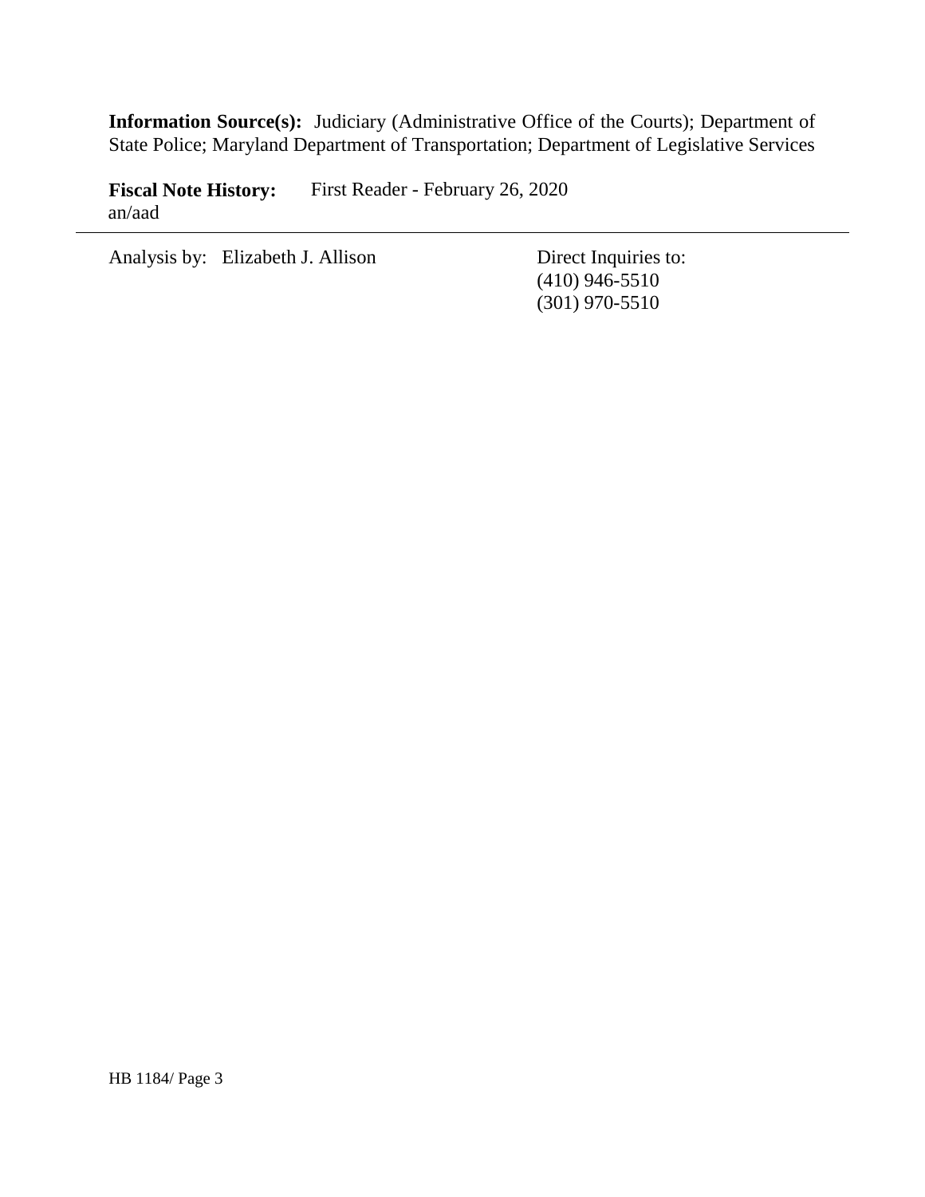**Information Source(s):** Judiciary (Administrative Office of the Courts); Department of State Police; Maryland Department of Transportation; Department of Legislative Services

**Fiscal Note History:** First Reader - February 26, 2020
an/aad

---

Analysis by: Elizabeth J. Allison

Direct Inquiries to:
(410) 946-5510
(301) 970-5510